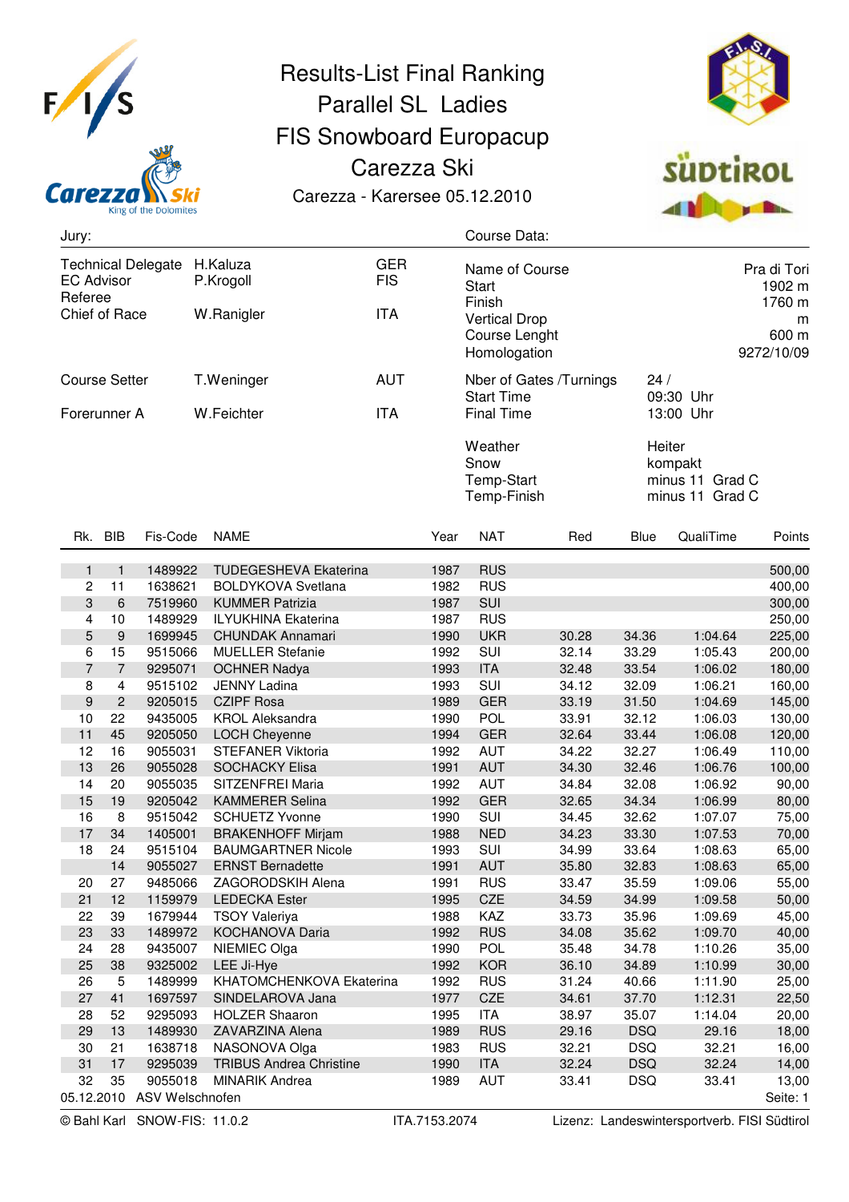# Results-List Final Ranking

## Parallel SL Ladies

## FIS Snowboard Europacup

## Carezza Ski

Carezza - Karersee 05.12.2010

**Jury:**

| | | |
|---|---|---|
| Technical Delegate | H.Kaluza | GER |
| EC Advisor | P.Krogoll | FIS |
| Referee | | |
| Chief of Race | W.Ranigler | ITA |
| Course Setter | T.Weninger | AUT |
| Forerunner A | W.Feichter | ITA |

**Course Data:**

| | |
|---|---|
| Name of Course | Pra di Tori |
| Start | 1902 m |
| Finish | 1760 m |
| Vertical Drop | m |
| Course Lenght | 600 m |
| Homologation | 9272/10/09 |
| Nber of Gates /Turnings | 24 / |
| Start Time | 09:30 Uhr |
| Final Time | 13:00 Uhr |
| Weather | Heiter |
| Snow | kompakt |
| Temp-Start | minus 11 Grad C |
| Temp-Finish | minus 11 Grad C |

| Rk. | BIB | Fis-Code | NAME | Year | NAT | Red | Blue | QualiTime | Points |
|---|---|---|---|---|---|---|---|---|---|
| 1 | 1 | 1489922 | TUDEGESHEVA Ekaterina | 1987 | RUS | | | | 500,00 |
| 2 | 11 | 1638621 | BOLDYKOVA Svetlana | 1982 | RUS | | | | 400,00 |
| 3 | 6 | 7519960 | KUMMER Patrizia | 1987 | SUI | | | | 300,00 |
| 4 | 10 | 1489929 | ILYUKHINA Ekaterina | 1987 | RUS | | | | 250,00 |
| 5 | 9 | 1699945 | CHUNDAK Annamari | 1990 | UKR | 30.28 | 34.36 | 1:04.64 | 225,00 |
| 6 | 15 | 9515066 | MUELLER Stefanie | 1992 | SUI | 32.14 | 33.29 | 1:05.43 | 200,00 |
| 7 | 7 | 9295071 | OCHNER Nadya | 1993 | ITA | 32.48 | 33.54 | 1:06.02 | 180,00 |
| 8 | 4 | 9515102 | JENNY Ladina | 1993 | SUI | 34.12 | 32.09 | 1:06.21 | 160,00 |
| 9 | 2 | 9205015 | CZIPF Rosa | 1989 | GER | 33.19 | 31.50 | 1:04.69 | 145,00 |
| 10 | 22 | 9435005 | KROL Aleksandra | 1990 | POL | 33.91 | 32.12 | 1:06.03 | 130,00 |
| 11 | 45 | 9205050 | LOCH Cheyenne | 1994 | GER | 32.64 | 33.44 | 1:06.08 | 120,00 |
| 12 | 16 | 9055031 | STEFANER Viktoria | 1992 | AUT | 34.22 | 32.27 | 1:06.49 | 110,00 |
| 13 | 26 | 9055028 | SOCHACKY Elisa | 1991 | AUT | 34.30 | 32.46 | 1:06.76 | 100,00 |
| 14 | 20 | 9055035 | SITZENFREI Maria | 1992 | AUT | 34.84 | 32.08 | 1:06.92 | 90,00 |
| 15 | 19 | 9205042 | KAMMERER Selina | 1992 | GER | 32.65 | 34.34 | 1:06.99 | 80,00 |
| 16 | 8 | 9515042 | SCHUETZ Yvonne | 1990 | SUI | 34.45 | 32.62 | 1:07.07 | 75,00 |
| 17 | 34 | 1405001 | BRAKENHOFF Mirjam | 1988 | NED | 34.23 | 33.30 | 1:07.53 | 70,00 |
| 18 | 24 | 9515104 | BAUMGARTNER Nicole | 1993 | SUI | 34.99 | 33.64 | 1:08.63 | 65,00 |
| | 14 | 9055027 | ERNST Bernadette | 1991 | AUT | 35.80 | 32.83 | 1:08.63 | 65,00 |
| 20 | 27 | 9485066 | ZAGORODSKIH Alena | 1991 | RUS | 33.47 | 35.59 | 1:09.06 | 55,00 |
| 21 | 12 | 1159979 | LEDECKA Ester | 1995 | CZE | 34.59 | 34.99 | 1:09.58 | 50,00 |
| 22 | 39 | 1679944 | TSOY Valeriya | 1988 | KAZ | 33.73 | 35.96 | 1:09.69 | 45,00 |
| 23 | 33 | 1489972 | KOCHANOVA Daria | 1992 | RUS | 34.08 | 35.62 | 1:09.70 | 40,00 |
| 24 | 28 | 9435007 | NIEMIEC Olga | 1990 | POL | 35.48 | 34.78 | 1:10.26 | 35,00 |
| 25 | 38 | 9325002 | LEE Ji-Hye | 1992 | KOR | 36.10 | 34.89 | 1:10.99 | 30,00 |
| 26 | 5 | 1489999 | KHATOMCHENKOVA Ekaterina | 1992 | RUS | 31.24 | 40.66 | 1:11.90 | 25,00 |
| 27 | 41 | 1697597 | SINDELAROVA Jana | 1977 | CZE | 34.61 | 37.70 | 1:12.31 | 22,50 |
| 28 | 52 | 9295093 | HOLZER Shaaron | 1995 | ITA | 38.97 | 35.07 | 1:14.04 | 20,00 |
| 29 | 13 | 1489930 | ZAVARZINA Alena | 1989 | RUS | 29.16 | DSQ | 29.16 | 18,00 |
| 30 | 21 | 1638718 | NASONOVA Olga | 1983 | RUS | 32.21 | DSQ | 32.21 | 16,00 |
| 31 | 17 | 9295039 | TRIBUS Andrea Christine | 1990 | ITA | 32.24 | DSQ | 32.24 | 14,00 |
| 32 | 35 | 9055018 | MINARIK Andrea | 1989 | AUT | 33.41 | DSQ | 33.41 | 13,00 |

05.12.2010 ASV Welschnofen

© Bahl Karl SNOW-FIS: 11.0.2 ITA.7153.2074 Lizenz: Landeswintersportverb. FISI Südtirol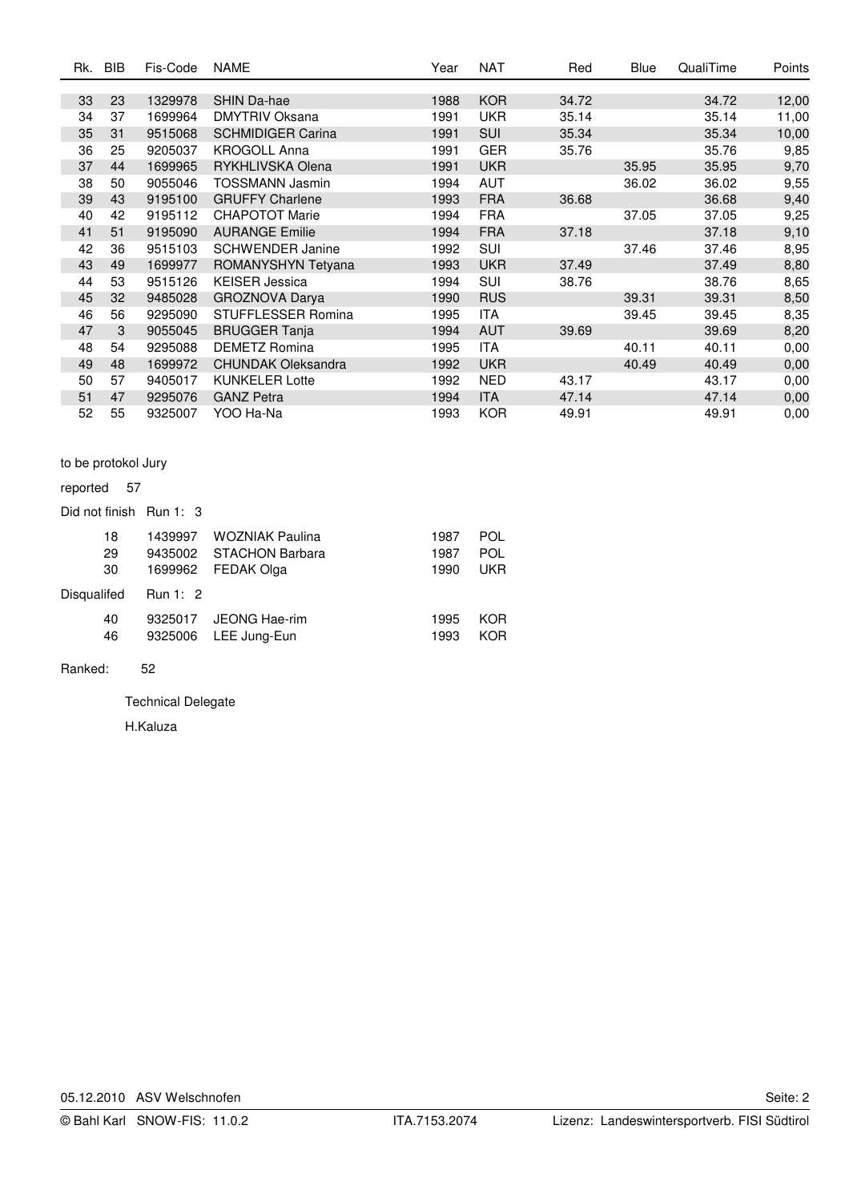| Rk. | BIB | Fis-Code | NAME | Year | NAT | Red | Blue | QualiTime | Points |
|---|---|---|---|---|---|---|---|---|---|
| 33 | 23 | 1329978 | SHIN Da-hae | 1988 | KOR | 34.72 | | 34.72 | 12,00 |
| 34 | 37 | 1699964 | DMYTRIV Oksana | 1991 | UKR | 35.14 | | 35.14 | 11,00 |
| 35 | 31 | 9515068 | SCHMIDIGER Carina | 1991 | SUI | 35.34 | | 35.34 | 10,00 |
| 36 | 25 | 9205037 | KROGOLL Anna | 1991 | GER | 35.76 | | 35.76 | 9,85 |
| 37 | 44 | 1699965 | RYKHLIVSKA Olena | 1991 | UKR | | 35.95 | 35.95 | 9,70 |
| 38 | 50 | 9055046 | TOSSMANN Jasmin | 1994 | AUT | | 36.02 | 36.02 | 9,55 |
| 39 | 43 | 9195100 | GRUFFY Charlene | 1993 | FRA | 36.68 | | 36.68 | 9,40 |
| 40 | 42 | 9195112 | CHAPOTOT Marie | 1994 | FRA | | 37.05 | 37.05 | 9,25 |
| 41 | 51 | 9195090 | AURANGE Emilie | 1994 | FRA | 37.18 | | 37.18 | 9,10 |
| 42 | 36 | 9515103 | SCHWENDER Janine | 1992 | SUI | | 37.46 | 37.46 | 8,95 |
| 43 | 49 | 1699977 | ROMANYSHYN Tetyana | 1993 | UKR | 37.49 | | 37.49 | 8,80 |
| 44 | 53 | 9515126 | KEISER Jessica | 1994 | SUI | 38.76 | | 38.76 | 8,65 |
| 45 | 32 | 9485028 | GROZNOVA Darya | 1990 | RUS | | 39.31 | 39.31 | 8,50 |
| 46 | 56 | 9295090 | STUFFLESSER Romina | 1995 | ITA | | 39.45 | 39.45 | 8,35 |
| 47 | 3 | 9055045 | BRUGGER Tanja | 1994 | AUT | 39.69 | | 39.69 | 8,20 |
| 48 | 54 | 9295088 | DEMETZ Romina | 1995 | ITA | | 40.11 | 40.11 | 0,00 |
| 49 | 48 | 1699972 | CHUNDAK Oleksandra | 1992 | UKR | | 40.49 | 40.49 | 0,00 |
| 50 | 57 | 9405017 | KUNKELER Lotte | 1992 | NED | 43.17 | | 43.17 | 0,00 |
| 51 | 47 | 9295076 | GANZ Petra | 1994 | ITA | 47.14 | | 47.14 | 0,00 |
| 52 | 55 | 9325007 | YOO Ha-Na | 1993 | KOR | 49.91 | | 49.91 | 0,00 |

to be protokol Jury

reported 57

Did not finish Run 1: 3

| BIB | Fis-Code | NAME | Year | NAT |
|---|---|---|---|---|
| 18 | 1439997 | WOZNIAK Paulina | 1987 | POL |
| 29 | 9435002 | STACHON Barbara | 1987 | POL |
| 30 | 1699962 | FEDAK Olga | 1990 | UKR |

Disqualifed Run 1: 2

| BIB | Fis-Code | NAME | Year | NAT |
|---|---|---|---|---|
| 40 | 9325017 | JEONG Hae-rim | 1995 | KOR |
| 46 | 9325006 | LEE Jung-Eun | 1993 | KOR |

Ranked: 52

Technical Delegate

H.Kaluza

05.12.2010 ASV Welschnofen

© Bahl Karl SNOW-FIS: 11.0.2 ITA.7153.2074 Lizenz: Landeswintersportverb. FISI Südtirol